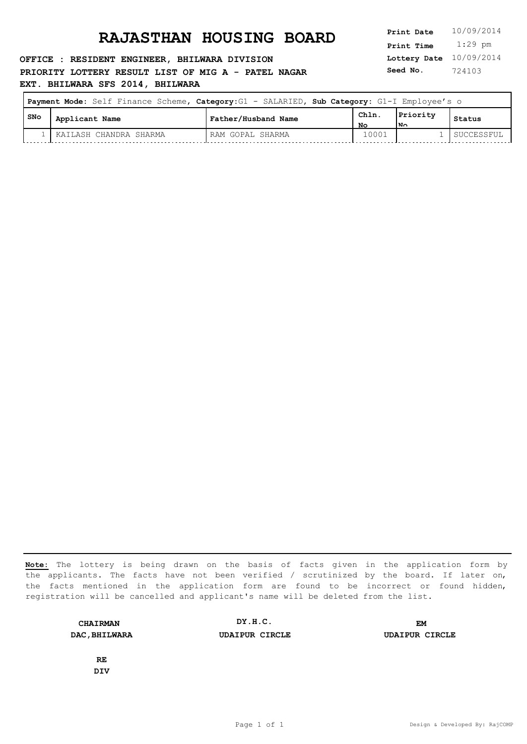# RAJASTHAN HOUSING BOARD

**Print Date** 10/09/2014
**Print Time** 1:29 pm
**Lottery Date** 10/09/2014
**Seed No.** 724103

**OFFICE : RESIDENT ENGINEER, BHILWARA DIVISION**
**PRIORITY LOTTERY RESULT LIST OF MIG A - PATEL NAGAR EXT. BHILWARA SFS 2014, BHILWARA**

**Payment Mode:** Self Finance Scheme, **Category:**G1 - SALARIED, **Sub Category:** G1-I Employee's o

| SNo | Applicant Name | Father/Husband Name | Chln. No | Priority No | Status |
|---|---|---|---|---|---|
| 1 | KAILASH CHANDRA SHARMA | RAM GOPAL SHARMA | 10001 | 1 | SUCCESSFUL |

**Note:** The lottery is being drawn on the basis of facts given in the application form by the applicants. The facts have not been verified / scrutinized by the board. If later on, the facts mentioned in the application form are found to be incorrect or found hidden, registration will be cancelled and applicant's name will be deleted from the list.

| CHAIRMAN | DY.H.C. | EM |
|---|---|---|
| DAC,BHILWARA | UDAIPUR CIRCLE | UDAIPUR CIRCLE |

**RE**
**DIV**

Design & Developed By: RajCOMP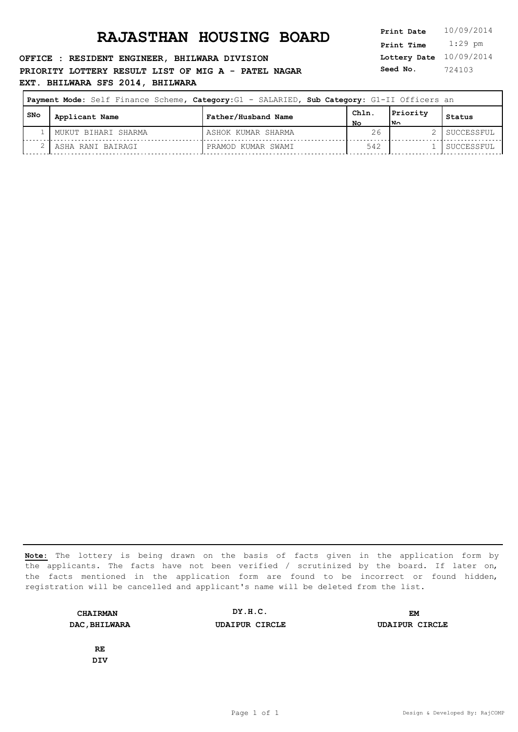# RAJASTHAN HOUSING BOARD

**Print Date** 10/09/2014
**Print Time** 1:29 pm
**Lottery Date** 10/09/2014
**Seed No.** 724103

**OFFICE : RESIDENT ENGINEER, BHILWARA DIVISION**
**PRIORITY LOTTERY RESULT LIST OF MIG A - PATEL NAGAR EXT. BHILWARA SFS 2014, BHILWARA**

**Payment Mode:** Self Finance Scheme, **Category:**G1 - SALARIED, **Sub Category:** G1-II Officers an

| SNo | Applicant Name | Father/Husband Name | Chln. No | Priority No | Status |
|---|---|---|---|---|---|
| 1 | MUKUT BIHARI SHARMA | ASHOK KUMAR SHARMA | 26 | 2 | SUCCESSFUL |
| 2 | ASHA RANI BAIRAGI | PRAMOD KUMAR SWAMI | 542 | 1 | SUCCESSFUL |

**Note:** The lottery is being drawn on the basis of facts given in the application form by the applicants. The facts have not been verified / scrutinized by the board. If later on, the facts mentioned in the application form are found to be incorrect or found hidden, registration will be cancelled and applicant's name will be deleted from the list.

**CHAIRMAN**
**DAC,BHILWARA**

**DY.H.C.**
**UDAIPUR CIRCLE**

**EM**
**UDAIPUR CIRCLE**

**RE**
**DIV**

Design & Developed By: RajCOMP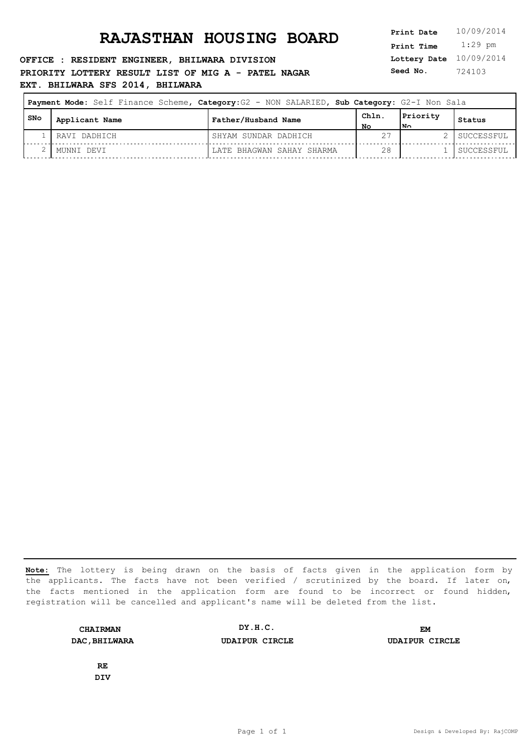# RAJASTHAN HOUSING BOARD

**OFFICE : RESIDENT ENGINEER, BHILWARA DIVISION**
**PRIORITY LOTTERY RESULT LIST OF MIG A - PATEL NAGAR EXT. BHILWARA SFS 2014, BHILWARA**

| | |
|---|---|
| **Print Date** | 10/09/2014 |
| **Print Time** | 1:29 pm |
| **Lottery Date** | 10/09/2014 |
| **Seed No.** | 724103 |

**Payment Mode:** Self Finance Scheme, **Category:**G2 - NON SALARIED, **Sub Category:** G2-I Non Sala

| SNo | Applicant Name | Father/Husband Name | Chln. No | Priority No | Status |
|---|---|---|---|---|---|
| 1 | RAVI DADHICH | SHYAM SUNDAR DADHICH | 27 | 2 | SUCCESSFUL |
| 2 | MUNNI DEVI | LATE BHAGWAN SAHAY SHARMA | 28 | 1 | SUCCESSFUL |

**Note:** The lottery is being drawn on the basis of facts given in the application form by the applicants. The facts have not been verified / scrutinized by the board. If later on, the facts mentioned in the application form are found to be incorrect or found hidden, registration will be cancelled and applicant's name will be deleted from the list.

| | | |
|---|---|---|
| **CHAIRMAN** | **DY.H.C.** | **EM** |
| **DAC,BHILWARA** | **UDAIPUR CIRCLE** | **UDAIPUR CIRCLE** |

**RE**
**DIV**

Design & Developed By: RajCOMP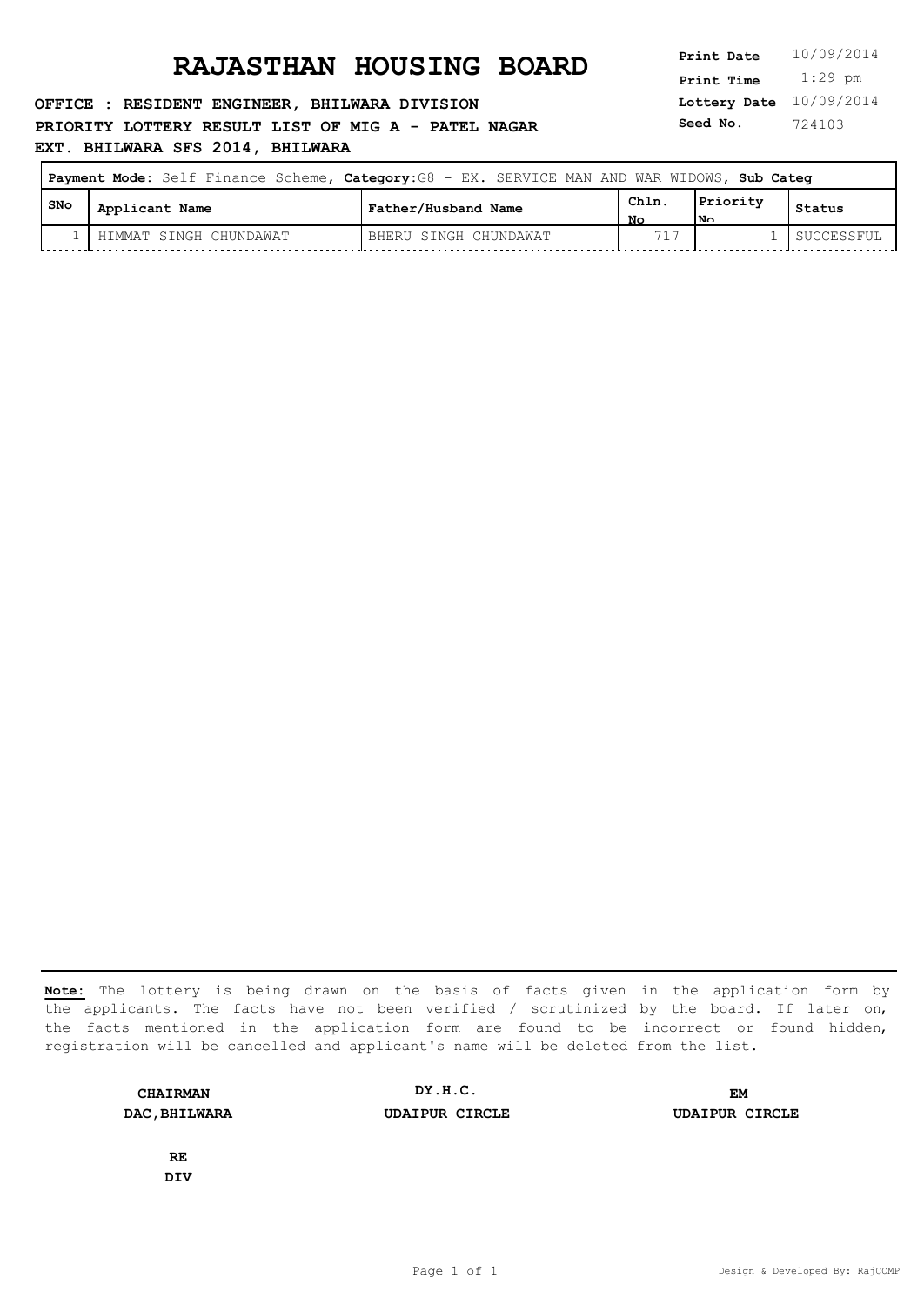# RAJASTHAN HOUSING BOARD

**OFFICE : RESIDENT ENGINEER, BHILWARA DIVISION**
**PRIORITY LOTTERY RESULT LIST OF MIG A - PATEL NAGAR EXT. BHILWARA SFS 2014, BHILWARA**

| | |
|---|---|
| **Print Date** | 10/09/2014 |
| **Print Time** | 1:29 pm |
| **Lottery Date** | 10/09/2014 |
| **Seed No.** | 724103 |

**Payment Mode:** Self Finance Scheme, **Category:**G8 - EX. SERVICE MAN AND WAR WIDOWS, **Sub Categ**

| SNo | Applicant Name | Father/Husband Name | Chln. No | Priority No | Status |
|---|---|---|---|---|---|
| 1 | HIMMAT SINGH CHUNDAWAT | BHERU SINGH CHUNDAWAT | 717 | 1 | SUCCESSFUL |

**Note:** The lottery is being drawn on the basis of facts given in the application form by the applicants. The facts have not been verified / scrutinized by the board. If later on, the facts mentioned in the application form are found to be incorrect or found hidden, registration will be cancelled and applicant's name will be deleted from the list.

| | | |
|---|---|---|
| **CHAIRMAN** | **DY.H.C.** | **EM** |
| **DAC,BHILWARA** | **UDAIPUR CIRCLE** | **UDAIPUR CIRCLE** |

**RE**
**DIV**

Design & Developed By: RajCOMP